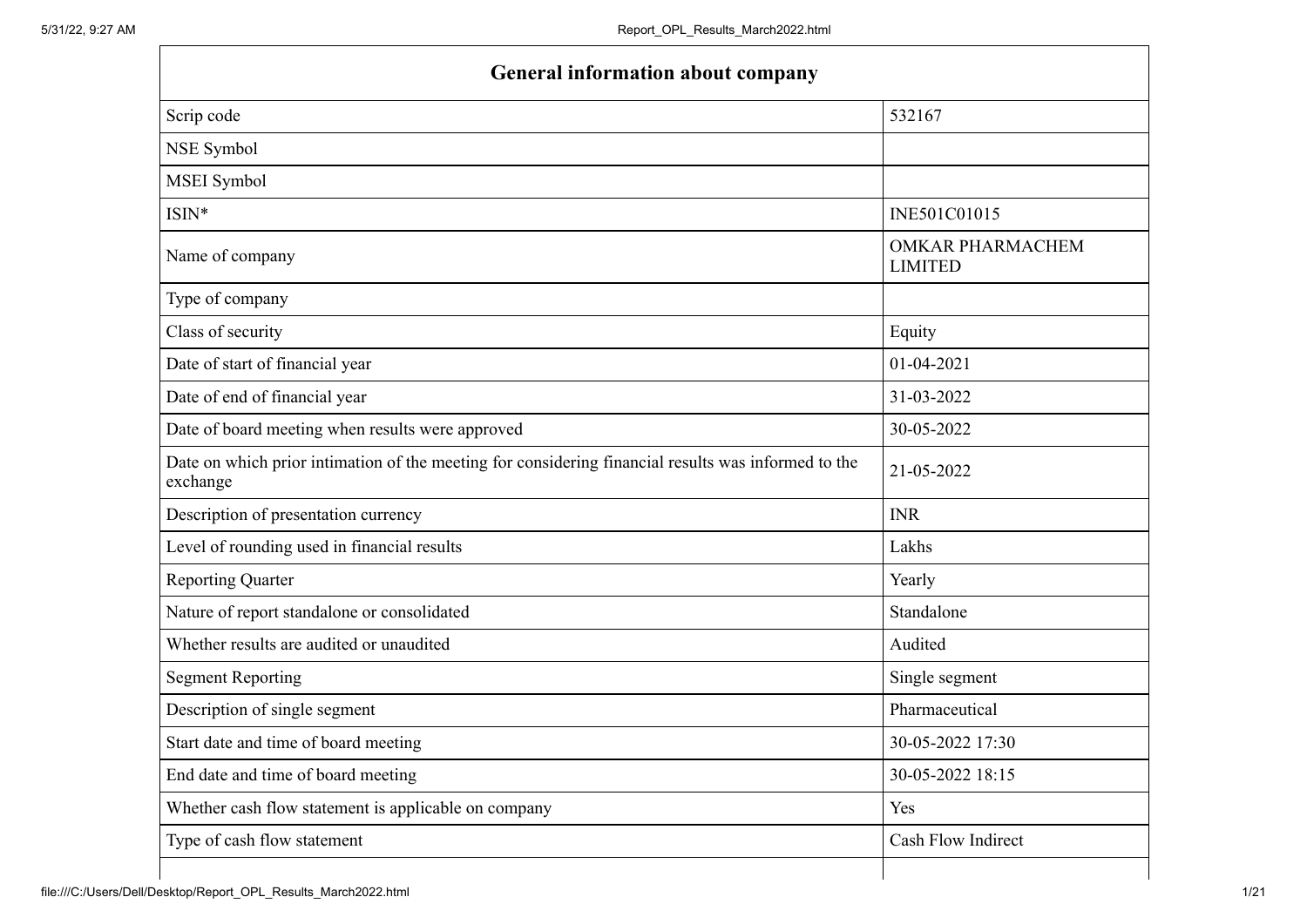| General information about company | |
|---|---|
| Scrip code | 532167 |
| NSE Symbol | |
| MSEI Symbol | |
| ISIN* | INE501C01015 |
| Name of company | OMKAR PHARMACHEM LIMITED |
| Type of company | |
| Class of security | Equity |
| Date of start of financial year | 01-04-2021 |
| Date of end of financial year | 31-03-2022 |
| Date of board meeting when results were approved | 30-05-2022 |
| Date on which prior intimation of the meeting for considering financial results was informed to the exchange | 21-05-2022 |
| Description of presentation currency | INR |
| Level of rounding used in financial results | Lakhs |
| Reporting Quarter | Yearly |
| Nature of report standalone or consolidated | Standalone |
| Whether results are audited or unaudited | Audited |
| Segment Reporting | Single segment |
| Description of single segment | Pharmaceutical |
| Start date and time of board meeting | 30-05-2022 17:30 |
| End date and time of board meeting | 30-05-2022 18:15 |
| Whether cash flow statement is applicable on company | Yes |
| Type of cash flow statement | Cash Flow Indirect |
| | |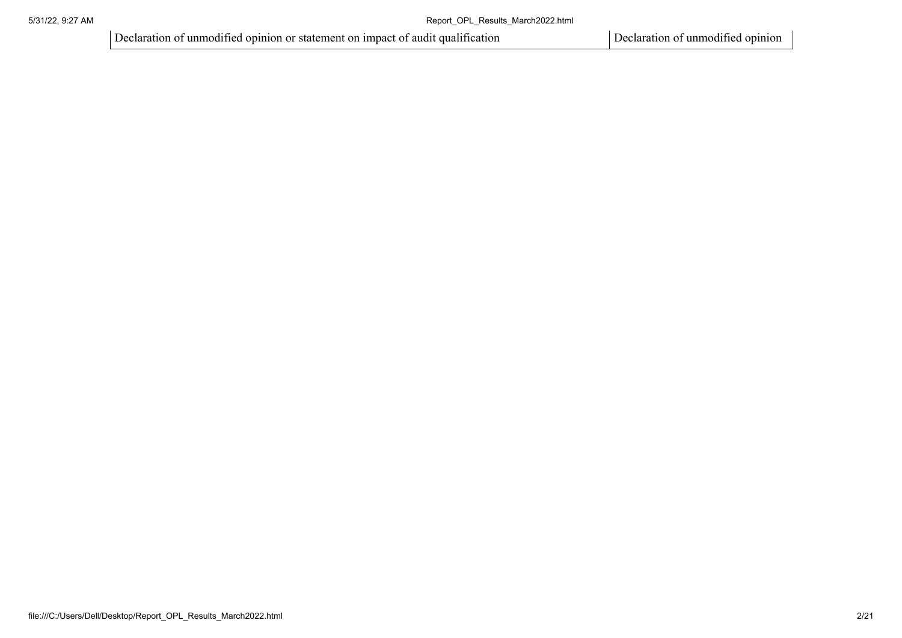| Declaration of unmodified opinion or statement on impact of audit qualification | Declaration of unmodified opinion |
| --- | --- |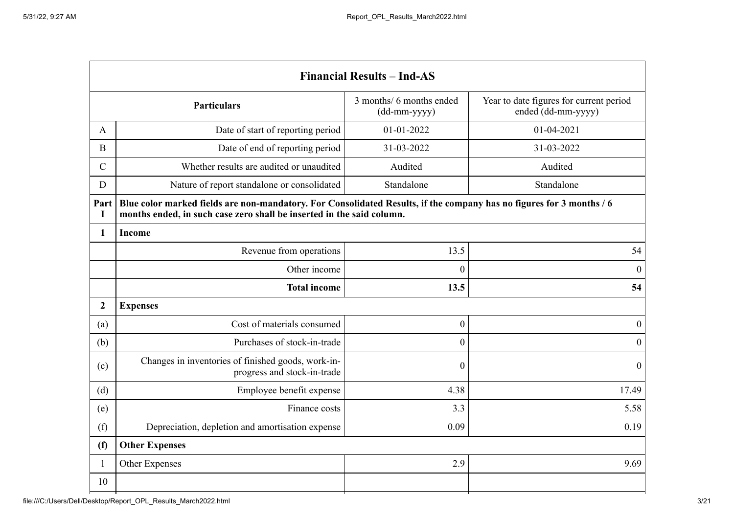| Financial Results – Ind-AS | | | |
|---|---|---|---|
| | **Particulars** | 3 months/ 6 months ended (dd-mm-yyyy) | Year to date figures for current period ended (dd-mm-yyyy) |
| A | Date of start of reporting period | 01-01-2022 | 01-04-2021 |
| B | Date of end of reporting period | 31-03-2022 | 31-03-2022 |
| C | Whether results are audited or unaudited | Audited | Audited |
| D | Nature of report standalone or consolidated | Standalone | Standalone |
| **Part I** | **Blue color marked fields are non-mandatory. For Consolidated Results, if the company has no figures for 3 months / 6 months ended, in such case zero shall be inserted in the said column.** | | |
| **1** | **Income** | | |
| | Revenue from operations | 13.5 | 54 |
| | Other income | 0 | 0 |
| | **Total income** | **13.5** | **54** |
| **2** | **Expenses** | | |
| (a) | Cost of materials consumed | 0 | 0 |
| (b) | Purchases of stock-in-trade | 0 | 0 |
| (c) | Changes in inventories of finished goods, work-in-progress and stock-in-trade | 0 | 0 |
| (d) | Employee benefit expense | 4.38 | 17.49 |
| (e) | Finance costs | 3.3 | 5.58 |
| (f) | Depreciation, depletion and amortisation expense | 0.09 | 0.19 |
| **(f)** | **Other Expenses** | | |
| 1 | Other Expenses | 2.9 | 9.69 |
| 10 | | | |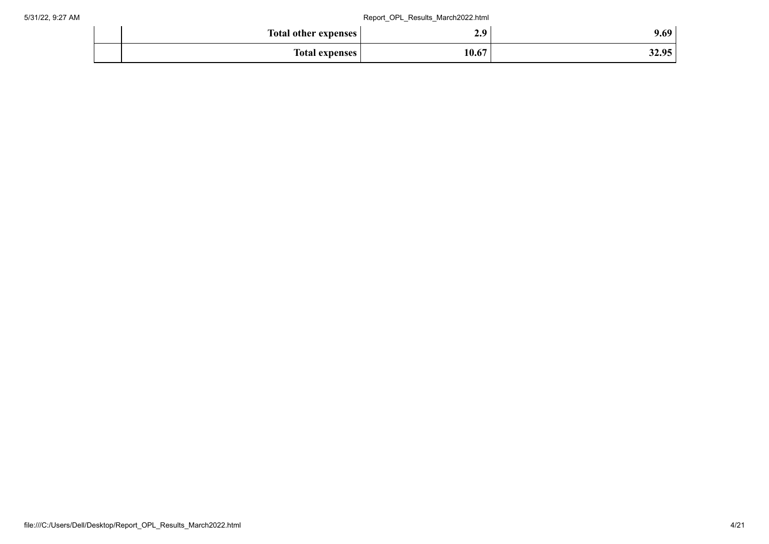| | | | |
|---|---|---|---|
| | **Total other expenses** | **2.9** | **9.69** |
| | **Total expenses** | **10.67** | **32.95** |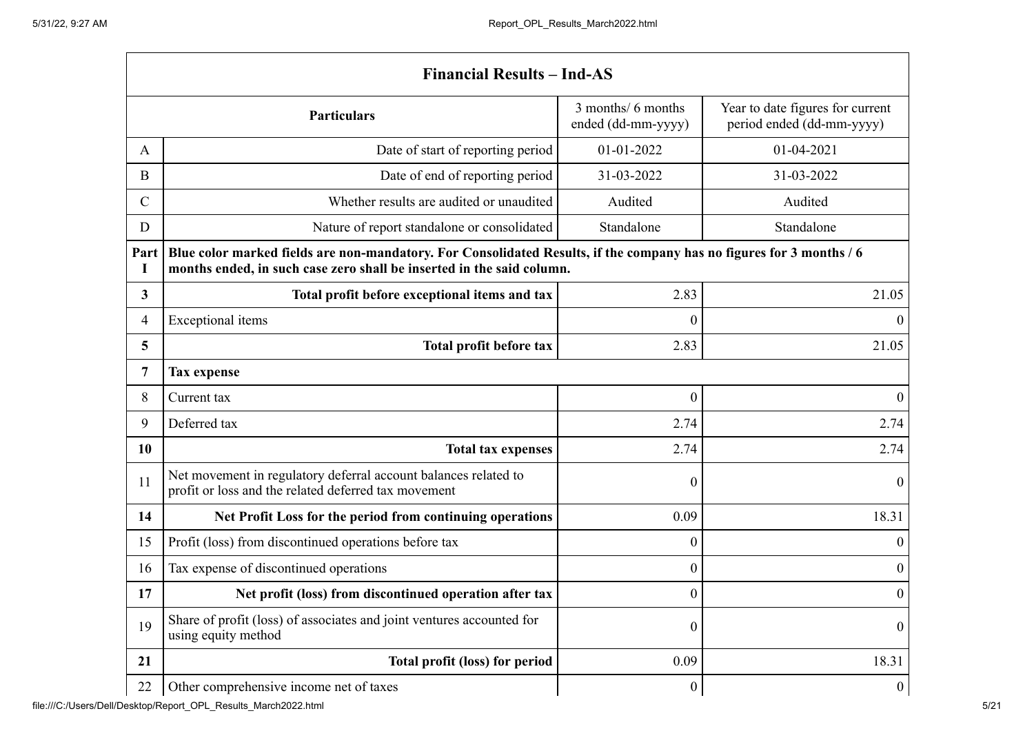| Financial Results – Ind-AS | | | |
|---|---|---|---|
| | **Particulars** | 3 months/ 6 months ended (dd-mm-yyyy) | Year to date figures for current period ended (dd-mm-yyyy) |
| A | Date of start of reporting period | 01-01-2022 | 01-04-2021 |
| B | Date of end of reporting period | 31-03-2022 | 31-03-2022 |
| C | Whether results are audited or unaudited | Audited | Audited |
| D | Nature of report standalone or consolidated | Standalone | Standalone |
| **Part I** | **Blue color marked fields are non-mandatory. For Consolidated Results, if the company has no figures for 3 months / 6 months ended, in such case zero shall be inserted in the said column.** | | |
| **3** | **Total profit before exceptional items and tax** | 2.83 | 21.05 |
| 4 | Exceptional items | 0 | 0 |
| **5** | **Total profit before tax** | 2.83 | 21.05 |
| **7** | **Tax expense** | | |
| 8 | Current tax | 0 | 0 |
| 9 | Deferred tax | 2.74 | 2.74 |
| **10** | **Total tax expenses** | 2.74 | 2.74 |
| 11 | Net movement in regulatory deferral account balances related to profit or loss and the related deferred tax movement | 0 | 0 |
| **14** | **Net Profit Loss for the period from continuing operations** | 0.09 | 18.31 |
| 15 | Profit (loss) from discontinued operations before tax | 0 | 0 |
| 16 | Tax expense of discontinued operations | 0 | 0 |
| **17** | **Net profit (loss) from discontinued operation after tax** | 0 | 0 |
| 19 | Share of profit (loss) of associates and joint ventures accounted for using equity method | 0 | 0 |
| **21** | **Total profit (loss) for period** | 0.09 | 18.31 |
| 22 | Other comprehensive income net of taxes | 0 | 0 |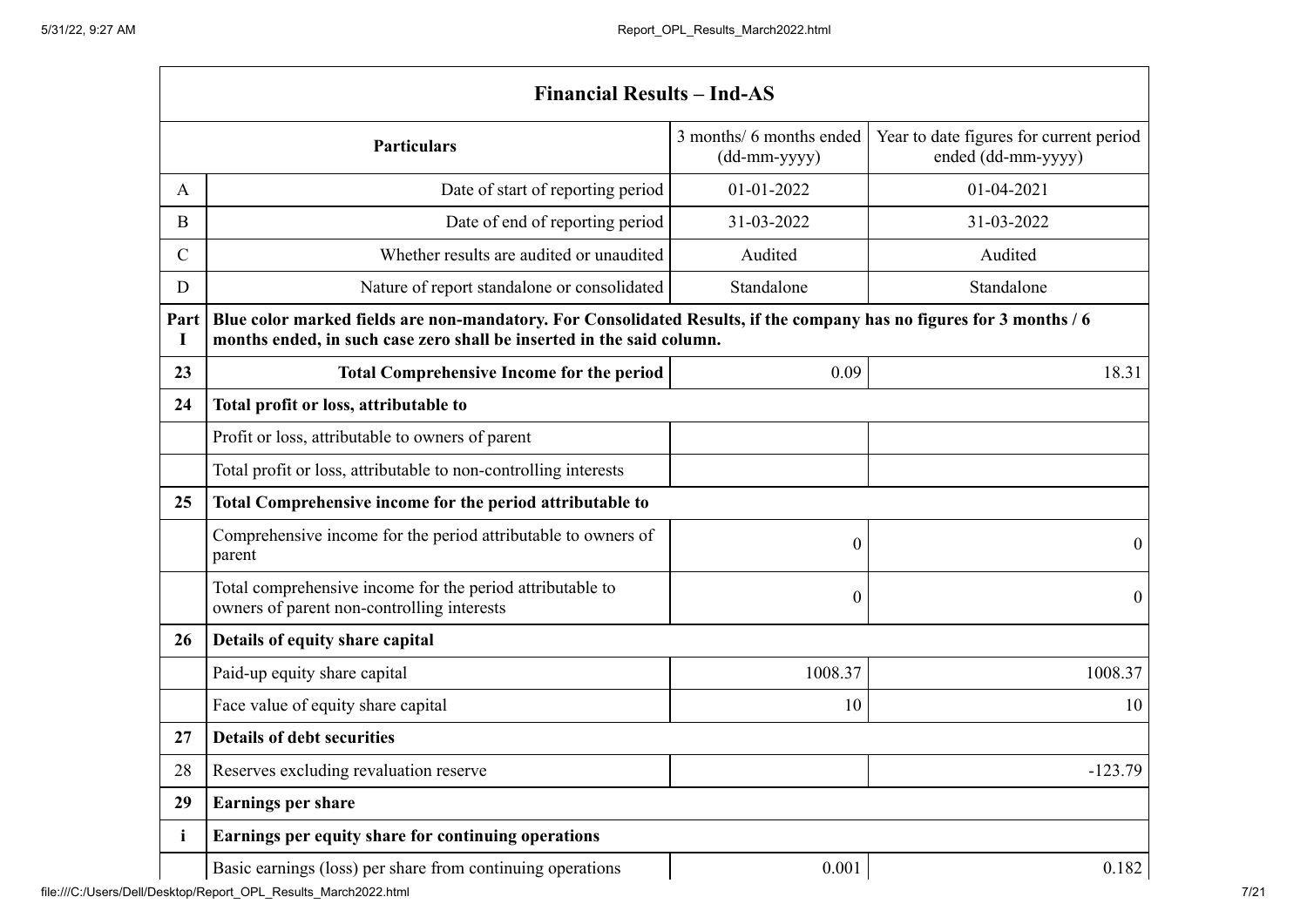| Financial Results – Ind-AS | | | |
|---|---|---|---|
| | **Particulars** | 3 months/ 6 months ended (dd-mm-yyyy) | Year to date figures for current period ended (dd-mm-yyyy) |
| A | Date of start of reporting period | 01-01-2022 | 01-04-2021 |
| B | Date of end of reporting period | 31-03-2022 | 31-03-2022 |
| C | Whether results are audited or unaudited | Audited | Audited |
| D | Nature of report standalone or consolidated | Standalone | Standalone |
| **Part I** | **Blue color marked fields are non-mandatory. For Consolidated Results, if the company has no figures for 3 months / 6 months ended, in such case zero shall be inserted in the said column.** | | |
| **23** | **Total Comprehensive Income for the period** | 0.09 | 18.31 |
| **24** | **Total profit or loss, attributable to** | | |
| | Profit or loss, attributable to owners of parent | | |
| | Total profit or loss, attributable to non-controlling interests | | |
| **25** | **Total Comprehensive income for the period attributable to** | | |
| | Comprehensive income for the period attributable to owners of parent | 0 | 0 |
| | Total comprehensive income for the period attributable to owners of parent non-controlling interests | 0 | 0 |
| **26** | **Details of equity share capital** | | |
| | Paid-up equity share capital | 1008.37 | 1008.37 |
| | Face value of equity share capital | 10 | 10 |
| **27** | **Details of debt securities** | | |
| 28 | Reserves excluding revaluation reserve | | -123.79 |
| **29** | **Earnings per share** | | |
| **i** | **Earnings per equity share for continuing operations** | | |
| | Basic earnings (loss) per share from continuing operations | 0.001 | 0.182 |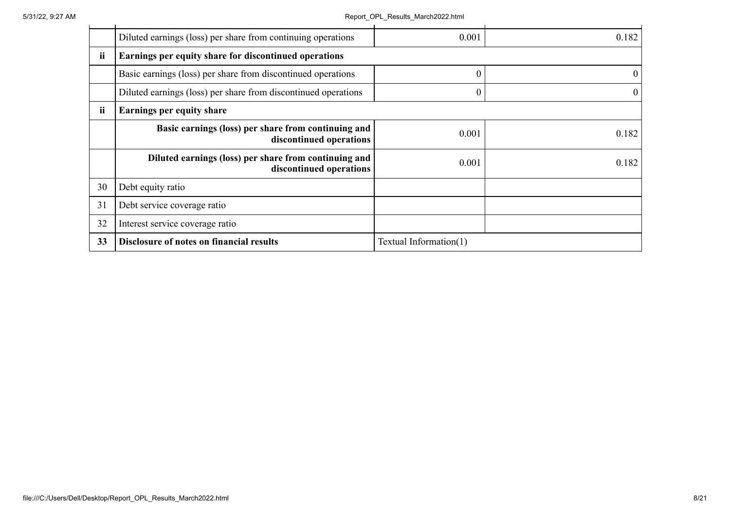| | | | |
|---|---|---|---|
| | Diluted earnings (loss) per share from continuing operations | 0.001 | 0.182 |
| **ii** | **Earnings per equity share for discontinued operations** | | |
| | Basic earnings (loss) per share from discontinued operations | 0 | 0 |
| | Diluted earnings (loss) per share from discontinued operations | 0 | 0 |
| **ii** | **Earnings per equity share** | | |
| | **Basic earnings (loss) per share from continuing and discontinued operations** | 0.001 | 0.182 |
| | **Diluted earnings (loss) per share from continuing and discontinued operations** | 0.001 | 0.182 |
| 30 | Debt equity ratio | | |
| 31 | Debt service coverage ratio | | |
| 32 | Interest service coverage ratio | | |
| **33** | **Disclosure of notes on financial results** | Textual Information(1) | |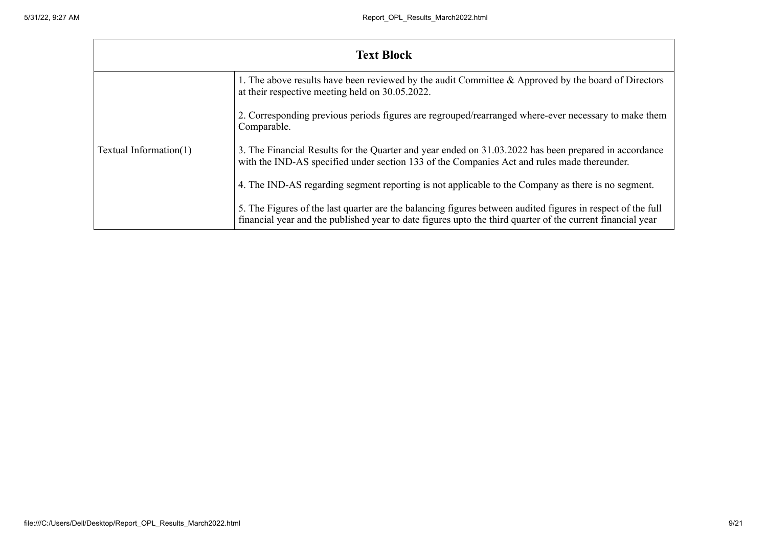| Text Block | |
|---|---|
| Textual Information(1) | 1. The above results have been reviewed by the audit Committee & Approved by the board of Directors at their respective meeting held on 30.05.2022.<br><br>2. Corresponding previous periods figures are regrouped/rearranged where-ever necessary to make them Comparable.<br><br>3. The Financial Results for the Quarter and year ended on 31.03.2022 has been prepared in accordance with the IND-AS specified under section 133 of the Companies Act and rules made thereunder.<br><br>4. The IND-AS regarding segment reporting is not applicable to the Company as there is no segment.<br><br>5. The Figures of the last quarter are the balancing figures between audited figures in respect of the full financial year and the published year to date figures upto the third quarter of the current financial year |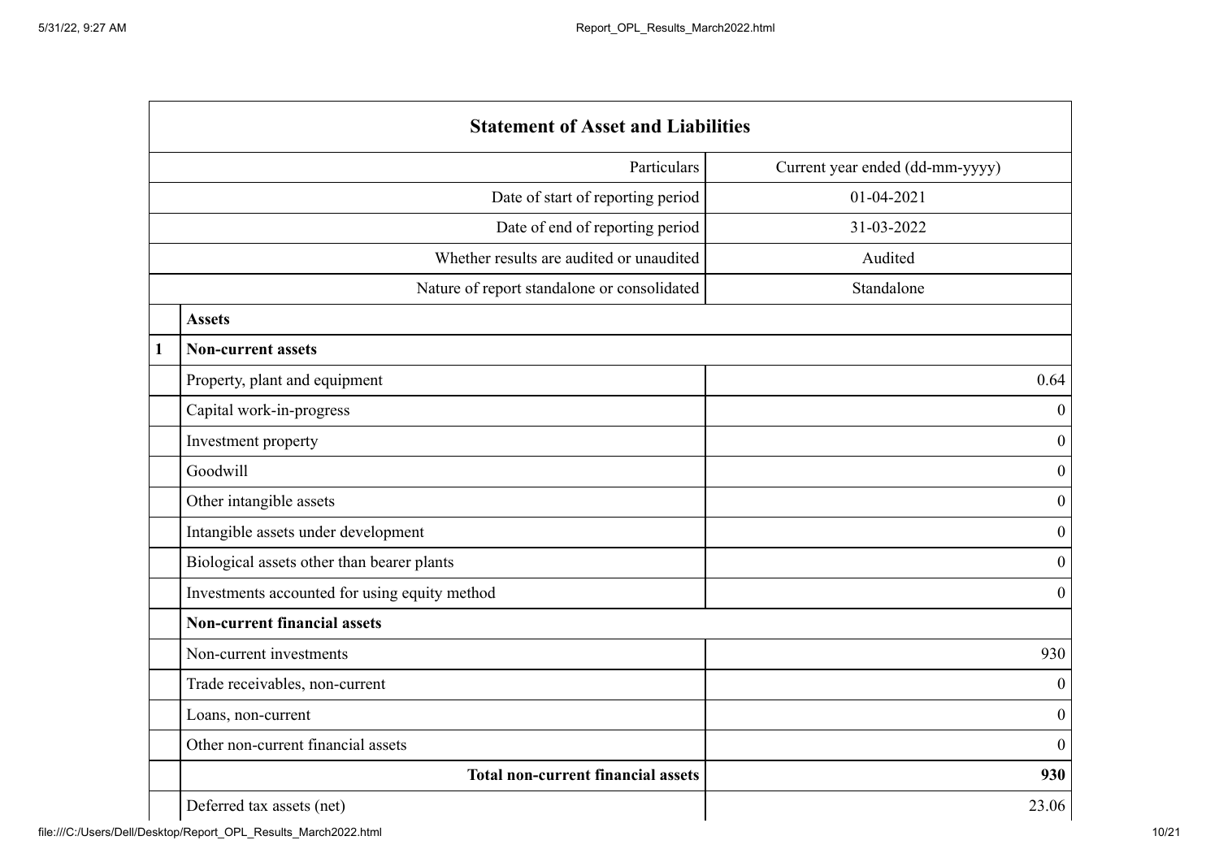| Statement of Asset and Liabilities | | |
|---|---|---|
| | Particulars | Current year ended (dd-mm-yyyy) |
| | Date of start of reporting period | 01-04-2021 |
| | Date of end of reporting period | 31-03-2022 |
| | Whether results are audited or unaudited | Audited |
| | Nature of report standalone or consolidated | Standalone |
| | **Assets** | |
| **1** | **Non-current assets** | |
| | Property, plant and equipment | 0.64 |
| | Capital work-in-progress | 0 |
| | Investment property | 0 |
| | Goodwill | 0 |
| | Other intangible assets | 0 |
| | Intangible assets under development | 0 |
| | Biological assets other than bearer plants | 0 |
| | Investments accounted for using equity method | 0 |
| | **Non-current financial assets** | |
| | Non-current investments | 930 |
| | Trade receivables, non-current | 0 |
| | Loans, non-current | 0 |
| | Other non-current financial assets | 0 |
| | **Total non-current financial assets** | **930** |
| | Deferred tax assets (net) | 23.06 |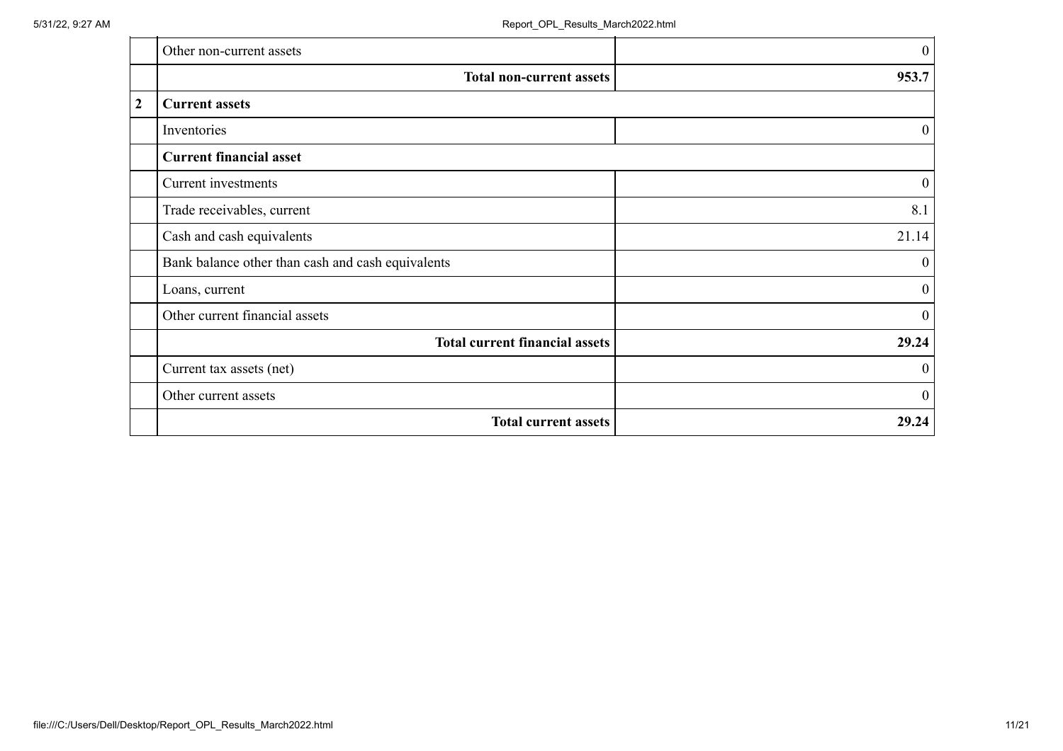| | | |
|---|---|---|
| | Other non-current assets | 0 |
| | **Total non-current assets** | **953.7** |
| **2** | **Current assets** | |
| | Inventories | 0 |
| | **Current financial asset** | |
| | Current investments | 0 |
| | Trade receivables, current | 8.1 |
| | Cash and cash equivalents | 21.14 |
| | Bank balance other than cash and cash equivalents | 0 |
| | Loans, current | 0 |
| | Other current financial assets | 0 |
| | **Total current financial assets** | **29.24** |
| | Current tax assets (net) | 0 |
| | Other current assets | 0 |
| | **Total current assets** | **29.24** |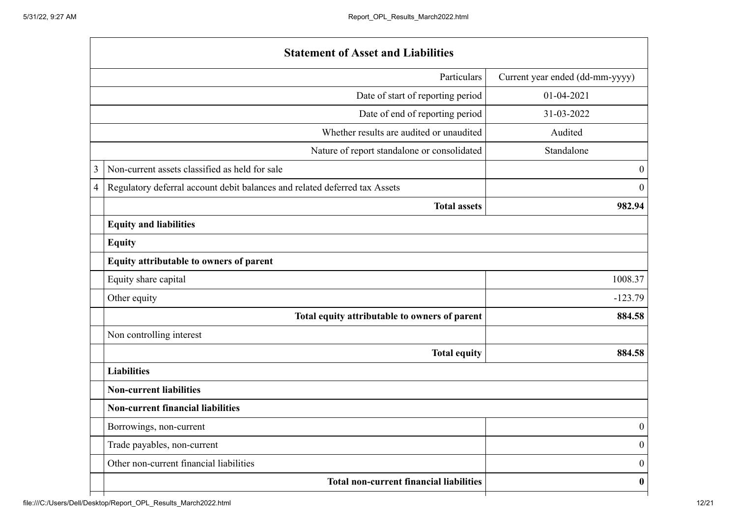| | Statement of Asset and Liabilities | |
|---|---|---|
| | Particulars | Current year ended (dd-mm-yyyy) |
| | Date of start of reporting period | 01-04-2021 |
| | Date of end of reporting period | 31-03-2022 |
| | Whether results are audited or unaudited | Audited |
| | Nature of report standalone or consolidated | Standalone |
| 3 | Non-current assets classified as held for sale | 0 |
| 4 | Regulatory deferral account debit balances and related deferred tax Assets | 0 |
| | **Total assets** | **982.94** |
| | **Equity and liabilities** | |
| | **Equity** | |
| | **Equity attributable to owners of parent** | |
| | Equity share capital | 1008.37 |
| | Other equity | -123.79 |
| | **Total equity attributable to owners of parent** | **884.58** |
| | Non controlling interest | |
| | **Total equity** | **884.58** |
| | **Liabilities** | |
| | **Non-current liabilities** | |
| | **Non-current financial liabilities** | |
| | Borrowings, non-current | 0 |
| | Trade payables, non-current | 0 |
| | Other non-current financial liabilities | 0 |
| | **Total non-current financial liabilities** | **0** |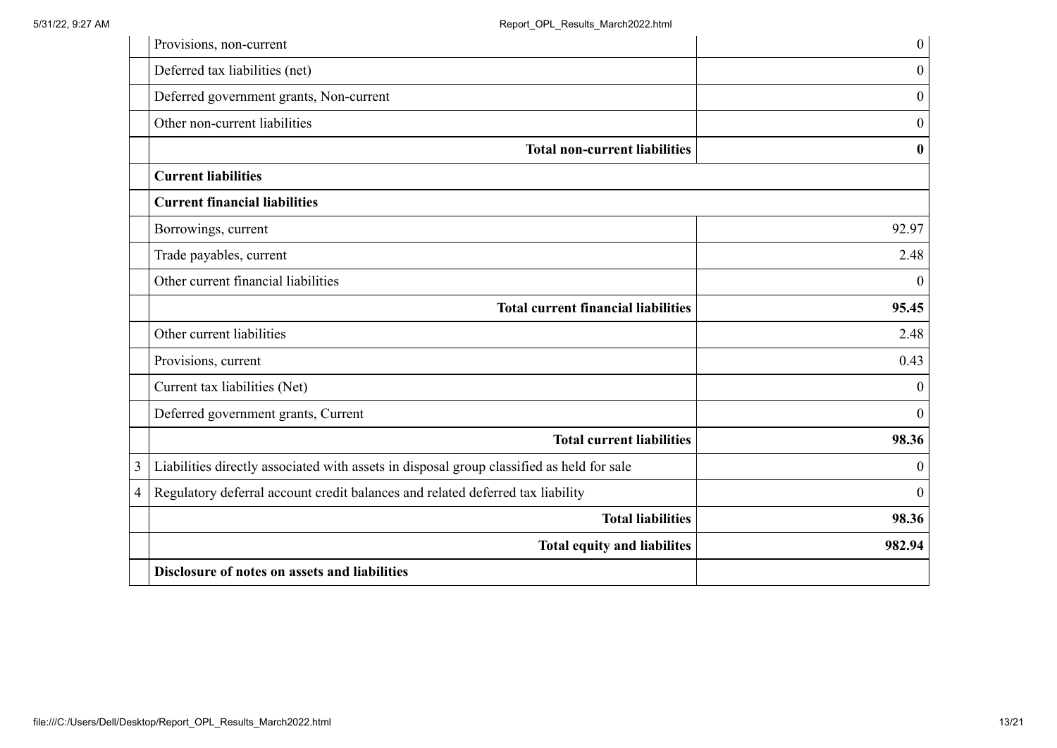| | | |
|---|---|---|
| | Provisions, non-current | 0 |
| | Deferred tax liabilities (net) | 0 |
| | Deferred government grants, Non-current | 0 |
| | Other non-current liabilities | 0 |
| | **Total non-current liabilities** | **0** |
| | **Current liabilities** | |
| | **Current financial liabilities** | |
| | Borrowings, current | 92.97 |
| | Trade payables, current | 2.48 |
| | Other current financial liabilities | 0 |
| | **Total current financial liabilities** | **95.45** |
| | Other current liabilities | 2.48 |
| | Provisions, current | 0.43 |
| | Current tax liabilities (Net) | 0 |
| | Deferred government grants, Current | 0 |
| | **Total current liabilities** | **98.36** |
| 3 | Liabilities directly associated with assets in disposal group classified as held for sale | 0 |
| 4 | Regulatory deferral account credit balances and related deferred tax liability | 0 |
| | **Total liabilities** | **98.36** |
| | **Total equity and liabilites** | **982.94** |
| | **Disclosure of notes on assets and liabilities** | |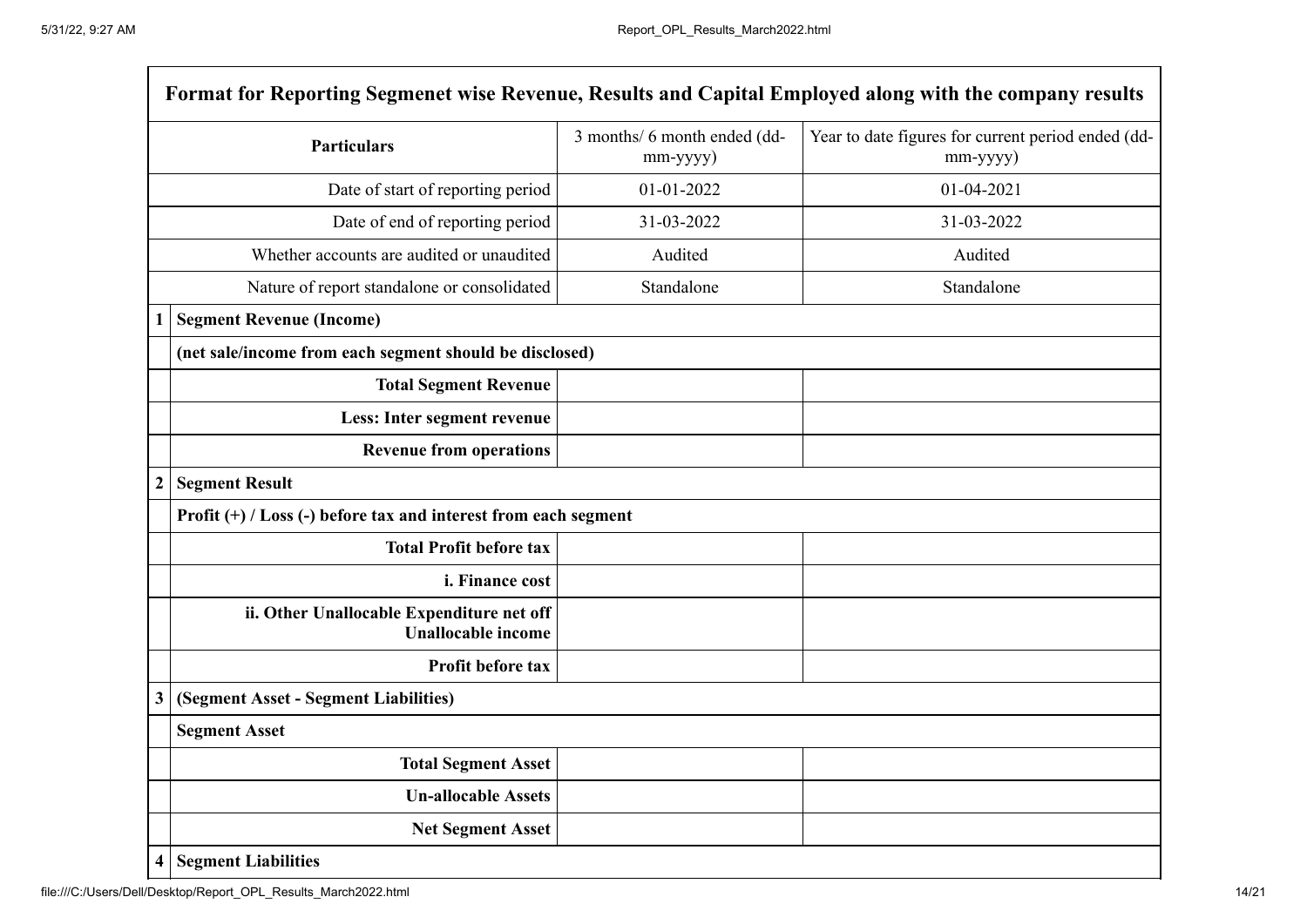| Format for Reporting Segmenet wise Revenue, Results and Capital Employed along with the company results | | | |
|---|---|---|---|
| | **Particulars** | 3 months/ 6 month ended (dd-mm-yyyy) | Year to date figures for current period ended (dd-mm-yyyy) |
| | Date of start of reporting period | 01-01-2022 | 01-04-2021 |
| | Date of end of reporting period | 31-03-2022 | 31-03-2022 |
| | Whether accounts are audited or unaudited | Audited | Audited |
| | Nature of report standalone or consolidated | Standalone | Standalone |
| **1** | **Segment Revenue (Income)** | | |
| | **(net sale/income from each segment should be disclosed)** | | |
| | **Total Segment Revenue** | | |
| | **Less: Inter segment revenue** | | |
| | **Revenue from operations** | | |
| **2** | **Segment Result** | | |
| | **Profit (+) / Loss (-) before tax and interest from each segment** | | |
| | **Total Profit before tax** | | |
| | **i. Finance cost** | | |
| | **ii. Other Unallocable Expenditure net off Unallocable income** | | |
| | **Profit before tax** | | |
| **3** | **(Segment Asset - Segment Liabilities)** | | |
| | **Segment Asset** | | |
| | **Total Segment Asset** | | |
| | **Un-allocable Assets** | | |
| | **Net Segment Asset** | | |
| **4** | **Segment Liabilities** | | |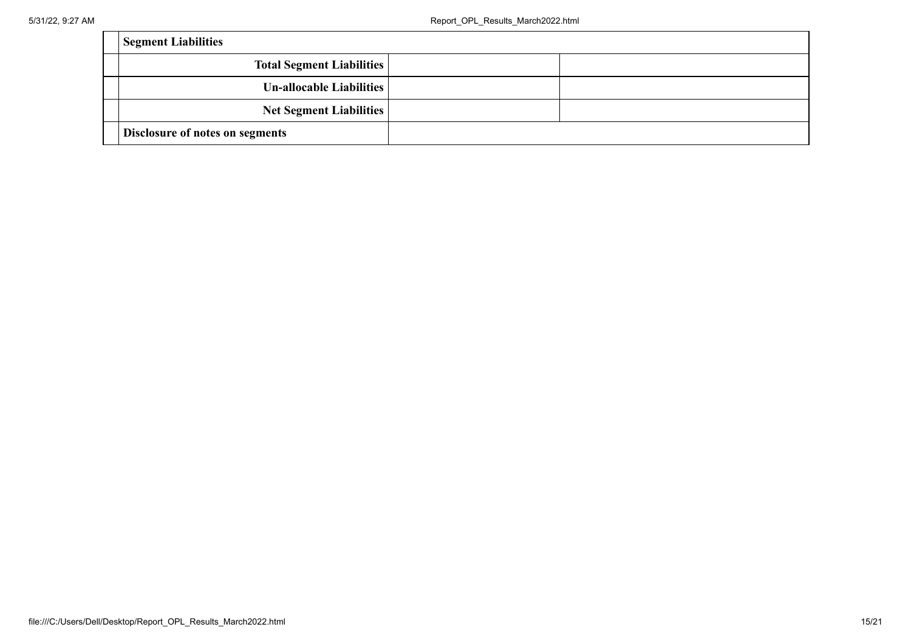| | Segment Liabilities | | |
|---|---|---|---|
| | Total Segment Liabilities | | |
| | Un-allocable Liabilities | | |
| | Net Segment Liabilities | | |
| | Disclosure of notes on segments | | |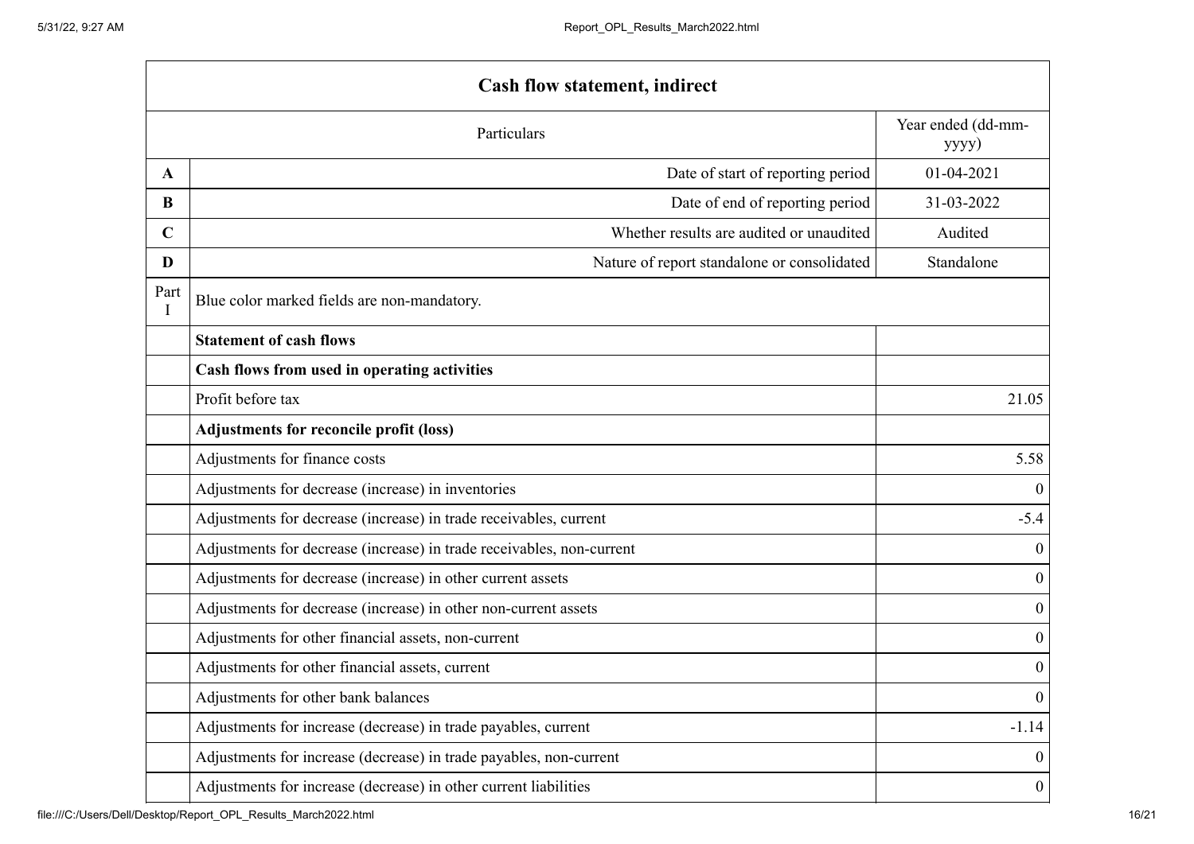| Cash flow statement, indirect | | |
|---|---|---|
| | Particulars | Year ended (dd-mm-yyyy) |
| **A** | Date of start of reporting period | 01-04-2021 |
| **B** | Date of end of reporting period | 31-03-2022 |
| **C** | Whether results are audited or unaudited | Audited |
| **D** | Nature of report standalone or consolidated | Standalone |
| Part I | Blue color marked fields are non-mandatory. | |
| | **Statement of cash flows** | |
| | **Cash flows from used in operating activities** | |
| | Profit before tax | 21.05 |
| | **Adjustments for reconcile profit (loss)** | |
| | Adjustments for finance costs | 5.58 |
| | Adjustments for decrease (increase) in inventories | 0 |
| | Adjustments for decrease (increase) in trade receivables, current | -5.4 |
| | Adjustments for decrease (increase) in trade receivables, non-current | 0 |
| | Adjustments for decrease (increase) in other current assets | 0 |
| | Adjustments for decrease (increase) in other non-current assets | 0 |
| | Adjustments for other financial assets, non-current | 0 |
| | Adjustments for other financial assets, current | 0 |
| | Adjustments for other bank balances | 0 |
| | Adjustments for increase (decrease) in trade payables, current | -1.14 |
| | Adjustments for increase (decrease) in trade payables, non-current | 0 |
| | Adjustments for increase (decrease) in other current liabilities | 0 |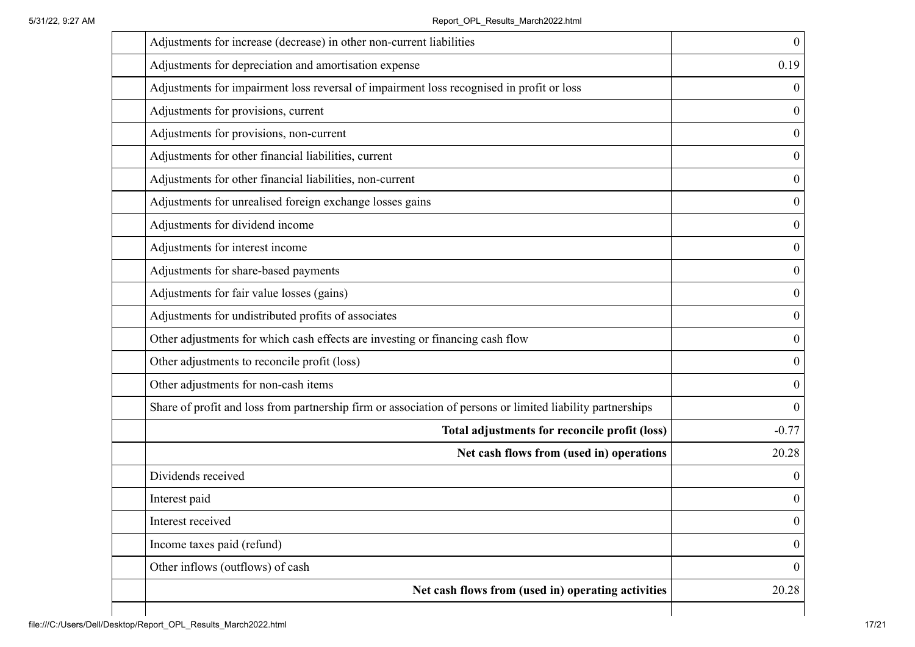| | | |
|---|---|---|
| | Adjustments for increase (decrease) in other non-current liabilities | 0 |
| | Adjustments for depreciation and amortisation expense | 0.19 |
| | Adjustments for impairment loss reversal of impairment loss recognised in profit or loss | 0 |
| | Adjustments for provisions, current | 0 |
| | Adjustments for provisions, non-current | 0 |
| | Adjustments for other financial liabilities, current | 0 |
| | Adjustments for other financial liabilities, non-current | 0 |
| | Adjustments for unrealised foreign exchange losses gains | 0 |
| | Adjustments for dividend income | 0 |
| | Adjustments for interest income | 0 |
| | Adjustments for share-based payments | 0 |
| | Adjustments for fair value losses (gains) | 0 |
| | Adjustments for undistributed profits of associates | 0 |
| | Other adjustments for which cash effects are investing or financing cash flow | 0 |
| | Other adjustments to reconcile profit (loss) | 0 |
| | Other adjustments for non-cash items | 0 |
| | Share of profit and loss from partnership firm or association of persons or limited liability partnerships | 0 |
| | **Total adjustments for reconcile profit (loss)** | -0.77 |
| | **Net cash flows from (used in) operations** | 20.28 |
| | Dividends received | 0 |
| | Interest paid | 0 |
| | Interest received | 0 |
| | Income taxes paid (refund) | 0 |
| | Other inflows (outflows) of cash | 0 |
| | **Net cash flows from (used in) operating activities** | 20.28 |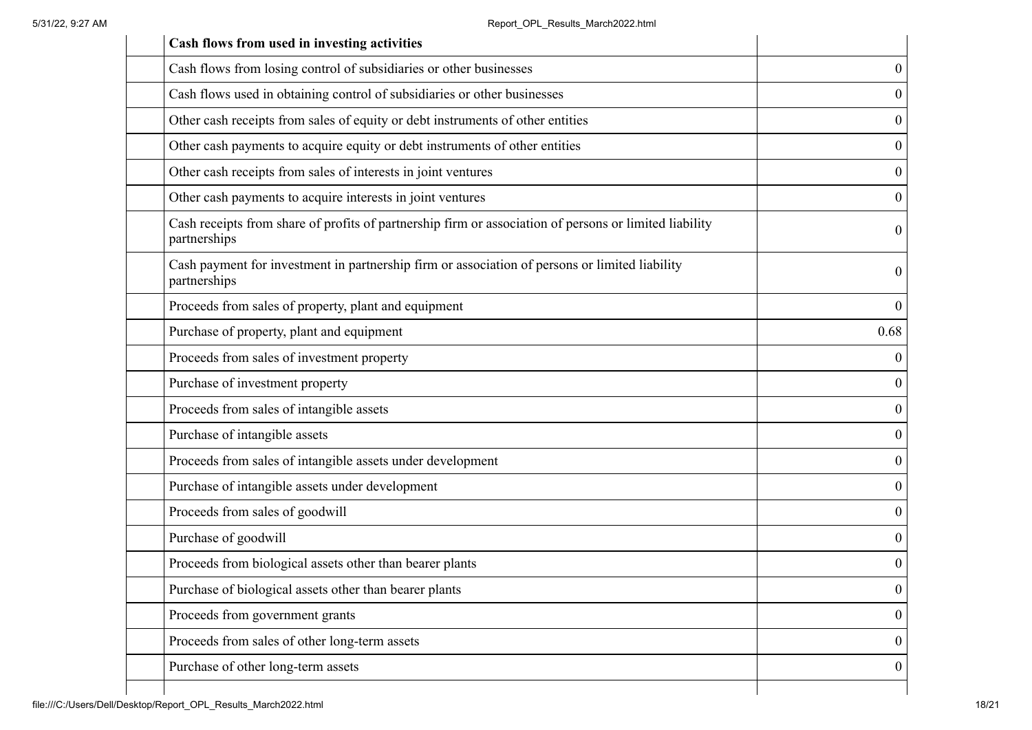| | Cash flows from used in investing activities | |
|---|---|---|
| | Cash flows from losing control of subsidiaries or other businesses | 0 |
| | Cash flows used in obtaining control of subsidiaries or other businesses | 0 |
| | Other cash receipts from sales of equity or debt instruments of other entities | 0 |
| | Other cash payments to acquire equity or debt instruments of other entities | 0 |
| | Other cash receipts from sales of interests in joint ventures | 0 |
| | Other cash payments to acquire interests in joint ventures | 0 |
| | Cash receipts from share of profits of partnership firm or association of persons or limited liability partnerships | 0 |
| | Cash payment for investment in partnership firm or association of persons or limited liability partnerships | 0 |
| | Proceeds from sales of property, plant and equipment | 0 |
| | Purchase of property, plant and equipment | 0.68 |
| | Proceeds from sales of investment property | 0 |
| | Purchase of investment property | 0 |
| | Proceeds from sales of intangible assets | 0 |
| | Purchase of intangible assets | 0 |
| | Proceeds from sales of intangible assets under development | 0 |
| | Purchase of intangible assets under development | 0 |
| | Proceeds from sales of goodwill | 0 |
| | Purchase of goodwill | 0 |
| | Proceeds from biological assets other than bearer plants | 0 |
| | Purchase of biological assets other than bearer plants | 0 |
| | Proceeds from government grants | 0 |
| | Proceeds from sales of other long-term assets | 0 |
| | Purchase of other long-term assets | 0 |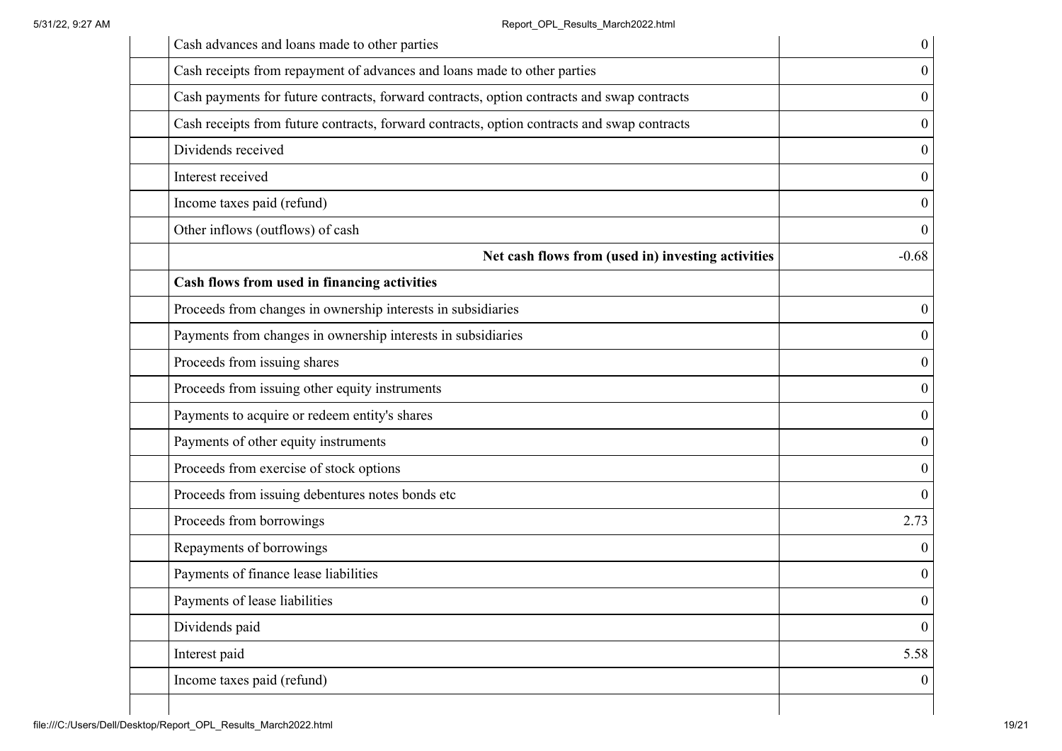| | | |
|---|---|---|
| | Cash advances and loans made to other parties | 0 |
| | Cash receipts from repayment of advances and loans made to other parties | 0 |
| | Cash payments for future contracts, forward contracts, option contracts and swap contracts | 0 |
| | Cash receipts from future contracts, forward contracts, option contracts and swap contracts | 0 |
| | Dividends received | 0 |
| | Interest received | 0 |
| | Income taxes paid (refund) | 0 |
| | Other inflows (outflows) of cash | 0 |
| | **Net cash flows from (used in) investing activities** | -0.68 |
| | **Cash flows from used in financing activities** | |
| | Proceeds from changes in ownership interests in subsidiaries | 0 |
| | Payments from changes in ownership interests in subsidiaries | 0 |
| | Proceeds from issuing shares | 0 |
| | Proceeds from issuing other equity instruments | 0 |
| | Payments to acquire or redeem entity's shares | 0 |
| | Payments of other equity instruments | 0 |
| | Proceeds from exercise of stock options | 0 |
| | Proceeds from issuing debentures notes bonds etc | 0 |
| | Proceeds from borrowings | 2.73 |
| | Repayments of borrowings | 0 |
| | Payments of finance lease liabilities | 0 |
| | Payments of lease liabilities | 0 |
| | Dividends paid | 0 |
| | Interest paid | 5.58 |
| | Income taxes paid (refund) | 0 |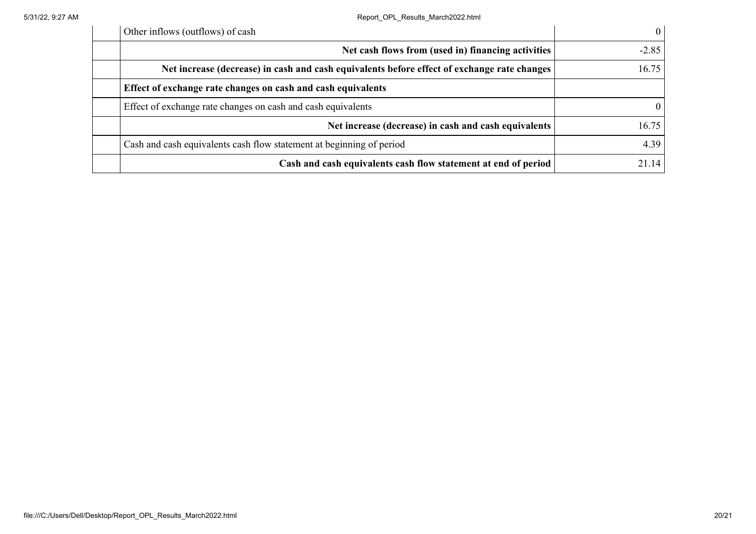| | | |
|---|---|---|
| | Other inflows (outflows) of cash | 0 |
| | **Net cash flows from (used in) financing activities** | -2.85 |
| | **Net increase (decrease) in cash and cash equivalents before effect of exchange rate changes** | 16.75 |
| | **Effect of exchange rate changes on cash and cash equivalents** | |
| | Effect of exchange rate changes on cash and cash equivalents | 0 |
| | **Net increase (decrease) in cash and cash equivalents** | 16.75 |
| | Cash and cash equivalents cash flow statement at beginning of period | 4.39 |
| | **Cash and cash equivalents cash flow statement at end of period** | 21.14 |